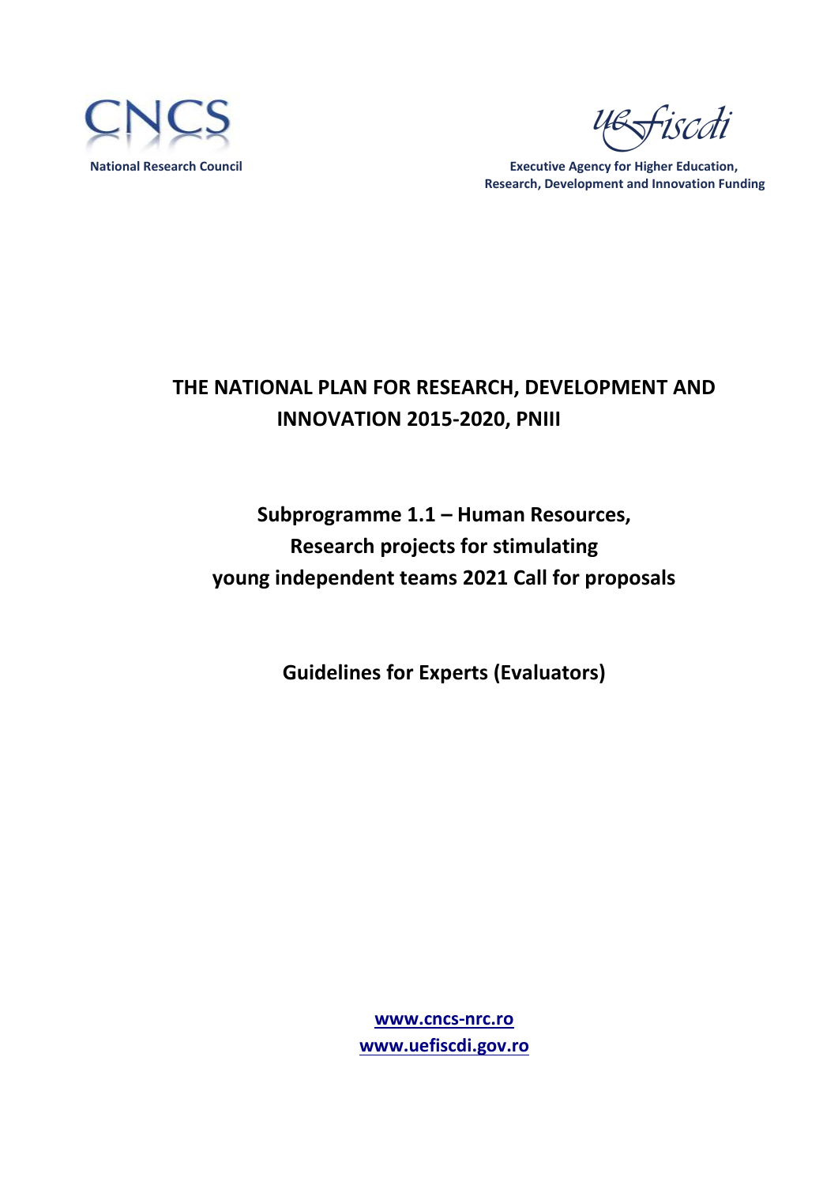CNCS

National Research Council

uefiscdi

Executive Agency for Higher Education, Research, Development and Innovation Funding

# THE NATIONAL PLAN FOR RESEARCH, DEVELOPMENT AND INNOVATION 2015-2020, PNIII

## Subprogramme 1.1 – Human Resources, Research projects for stimulating young independent teams 2021 Call for proposals

## Guidelines for Experts (Evaluators)

**www.cncs-nrc.ro**
**www.uefiscdi.gov.ro**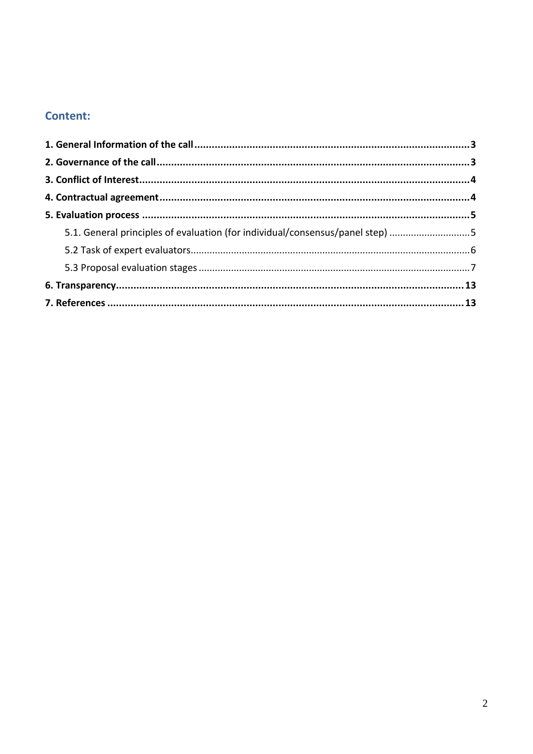## Content:

**1. General Information of the call** .......................................................................................... **3**

**2. Governance of the call** ........................................................................................................ **3**

**3. Conflict of Interest** ............................................................................................................... **4**

**4. Contractual agreement** ....................................................................................................... **4**

**5. Evaluation process** ............................................................................................................... **5**

- 5.1. General principles of evaluation (for individual/consensus/panel step) ............................ 5
- 5.2 Task of expert evaluators ..................................................................................................... 6
- 5.3 Proposal evaluation stages .................................................................................................. 7

**6. Transparency** ......................................................................................................................... **13**

**7. References** ............................................................................................................................. **13**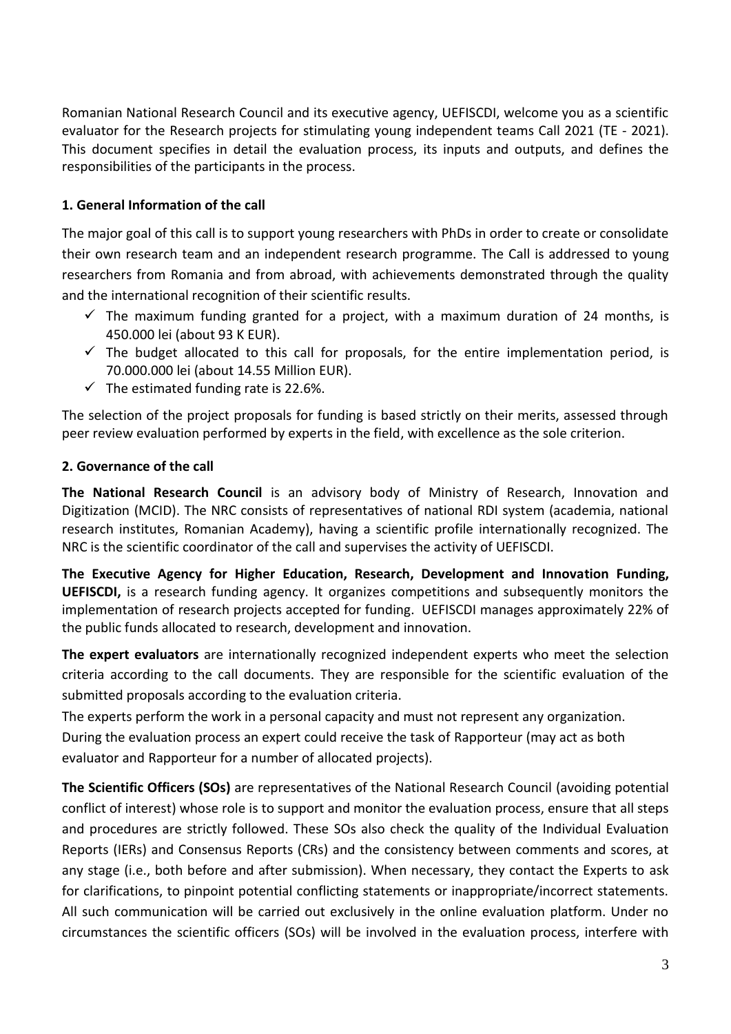Romanian National Research Council and its executive agency, UEFISCDI, welcome you as a scientific evaluator for the Research projects for stimulating young independent teams Call 2021 (TE - 2021). This document specifies in detail the evaluation process, its inputs and outputs, and defines the responsibilities of the participants in the process.

## 1. General Information of the call

The major goal of this call is to support young researchers with PhDs in order to create or consolidate their own research team and an independent research programme. The Call is addressed to young researchers from Romania and from abroad, with achievements demonstrated through the quality and the international recognition of their scientific results.

- ✓ The maximum funding granted for a project, with a maximum duration of 24 months, is 450.000 lei (about 93 K EUR).
- ✓ The budget allocated to this call for proposals, for the entire implementation period, is 70.000.000 lei (about 14.55 Million EUR).
- ✓ The estimated funding rate is 22.6%.

The selection of the project proposals for funding is based strictly on their merits, assessed through peer review evaluation performed by experts in the field, with excellence as the sole criterion.

## 2. Governance of the call

**The National Research Council** is an advisory body of Ministry of Research, Innovation and Digitization (MCID). The NRC consists of representatives of national RDI system (academia, national research institutes, Romanian Academy), having a scientific profile internationally recognized. The NRC is the scientific coordinator of the call and supervises the activity of UEFISCDI.

**The Executive Agency for Higher Education, Research, Development and Innovation Funding, UEFISCDI,** is a research funding agency. It organizes competitions and subsequently monitors the implementation of research projects accepted for funding. UEFISCDI manages approximately 22% of the public funds allocated to research, development and innovation.

**The expert evaluators** are internationally recognized independent experts who meet the selection criteria according to the call documents. They are responsible for the scientific evaluation of the submitted proposals according to the evaluation criteria.

The experts perform the work in a personal capacity and must not represent any organization.

During the evaluation process an expert could receive the task of Rapporteur (may act as both evaluator and Rapporteur for a number of allocated projects).

**The Scientific Officers (SOs)** are representatives of the National Research Council (avoiding potential conflict of interest) whose role is to support and monitor the evaluation process, ensure that all steps and procedures are strictly followed. These SOs also check the quality of the Individual Evaluation Reports (IERs) and Consensus Reports (CRs) and the consistency between comments and scores, at any stage (i.e., both before and after submission). When necessary, they contact the Experts to ask for clarifications, to pinpoint potential conflicting statements or inappropriate/incorrect statements. All such communication will be carried out exclusively in the online evaluation platform. Under no circumstances the scientific officers (SOs) will be involved in the evaluation process, interfere with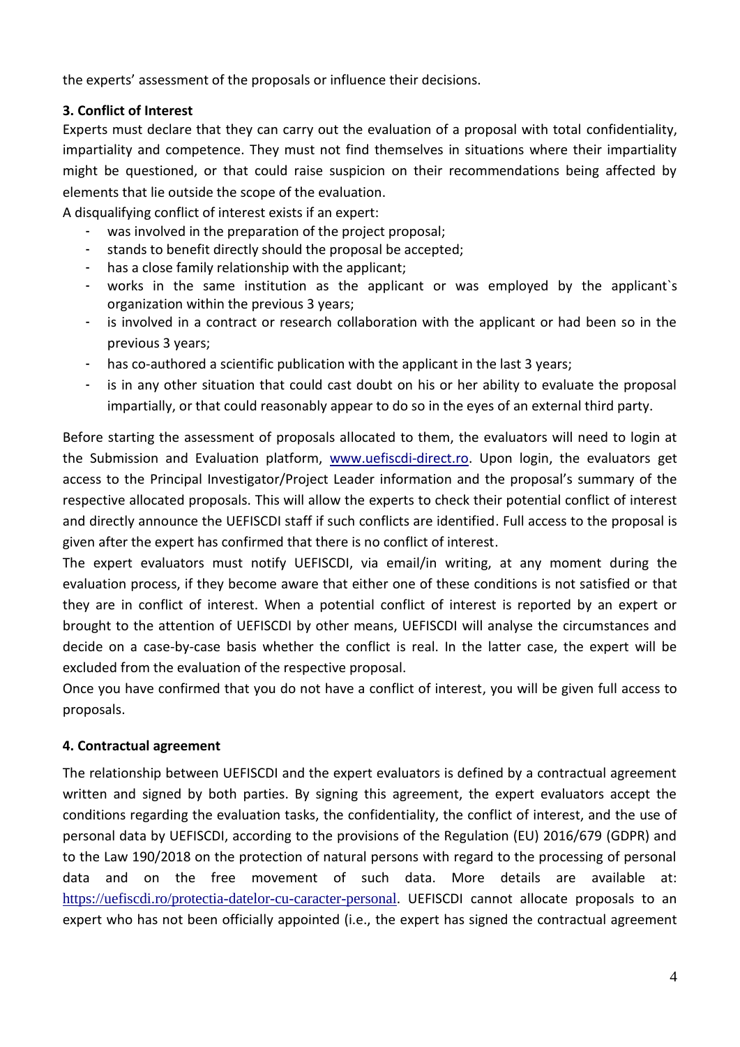the experts' assessment of the proposals or influence their decisions.

### 3. Conflict of Interest

Experts must declare that they can carry out the evaluation of a proposal with total confidentiality, impartiality and competence. They must not find themselves in situations where their impartiality might be questioned, or that could raise suspicion on their recommendations being affected by elements that lie outside the scope of the evaluation.

A disqualifying conflict of interest exists if an expert:

- was involved in the preparation of the project proposal;
- stands to benefit directly should the proposal be accepted;
- has a close family relationship with the applicant;
- works in the same institution as the applicant or was employed by the applicant`s organization within the previous 3 years;
- is involved in a contract or research collaboration with the applicant or had been so in the previous 3 years;
- has co-authored a scientific publication with the applicant in the last 3 years;
- is in any other situation that could cast doubt on his or her ability to evaluate the proposal impartially, or that could reasonably appear to do so in the eyes of an external third party.

Before starting the assessment of proposals allocated to them, the evaluators will need to login at the Submission and Evaluation platform, [www.uefiscdi-direct.ro](www.uefiscdi-direct.ro). Upon login, the evaluators get access to the Principal Investigator/Project Leader information and the proposal's summary of the respective allocated proposals. This will allow the experts to check their potential conflict of interest and directly announce the UEFISCDI staff if such conflicts are identified. Full access to the proposal is given after the expert has confirmed that there is no conflict of interest.

The expert evaluators must notify UEFISCDI, via email/in writing, at any moment during the evaluation process, if they become aware that either one of these conditions is not satisfied or that they are in conflict of interest. When a potential conflict of interest is reported by an expert or brought to the attention of UEFISCDI by other means, UEFISCDI will analyse the circumstances and decide on a case-by-case basis whether the conflict is real. In the latter case, the expert will be excluded from the evaluation of the respective proposal.

Once you have confirmed that you do not have a conflict of interest, you will be given full access to proposals.

### 4. Contractual agreement

The relationship between UEFISCDI and the expert evaluators is defined by a contractual agreement written and signed by both parties. By signing this agreement, the expert evaluators accept the conditions regarding the evaluation tasks, the confidentiality, the conflict of interest, and the use of personal data by UEFISCDI, according to the provisions of the Regulation (EU) 2016/679 (GDPR) and to the Law 190/2018 on the protection of natural persons with regard to the processing of personal data and on the free movement of such data. More details are available at: [https://uefiscdi.ro/protectia-datelor-cu-caracter-personal](https://uefiscdi.ro/protectia-datelor-cu-caracter-personal). UEFISCDI cannot allocate proposals to an expert who has not been officially appointed (i.e., the expert has signed the contractual agreement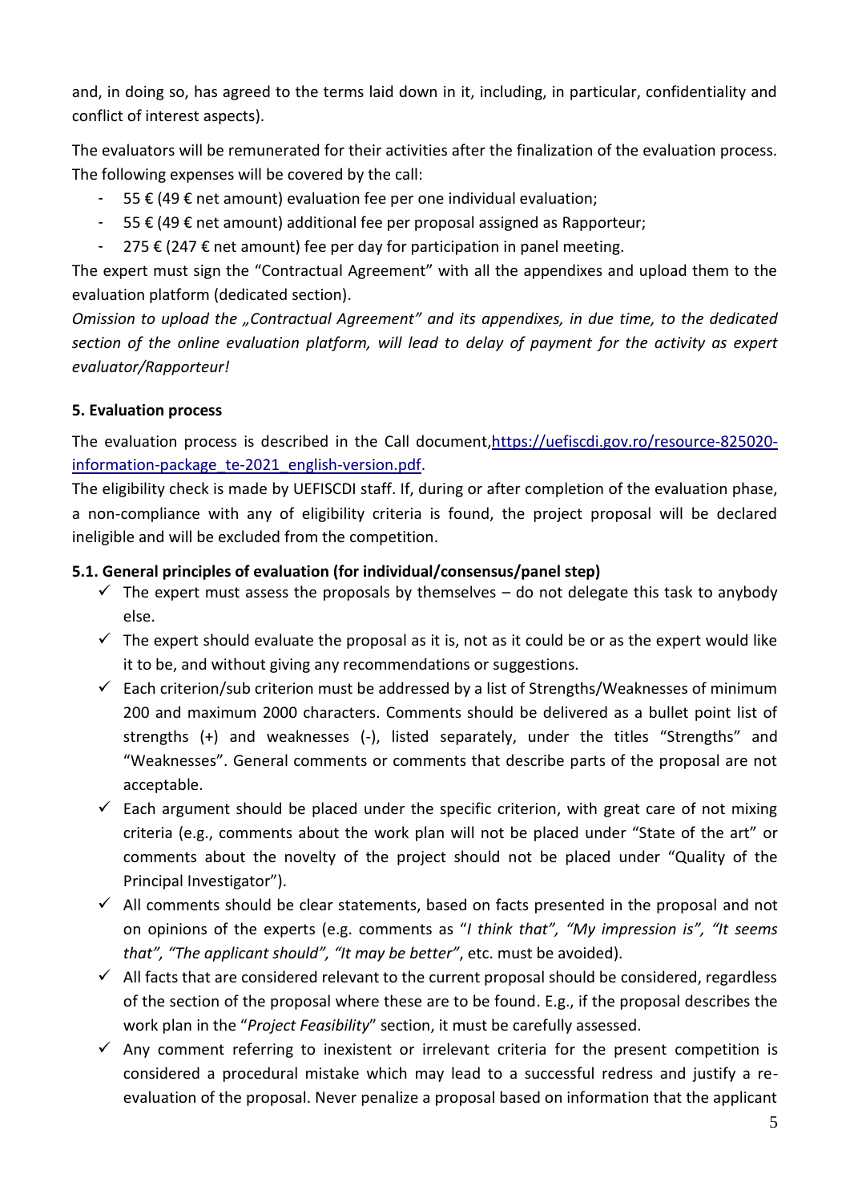and, in doing so, has agreed to the terms laid down in it, including, in particular, confidentiality and conflict of interest aspects).

The evaluators will be remunerated for their activities after the finalization of the evaluation process. The following expenses will be covered by the call:

- 55 € (49 € net amount) evaluation fee per one individual evaluation;
- 55 € (49 € net amount) additional fee per proposal assigned as Rapporteur;
- 275 € (247 € net amount) fee per day for participation in panel meeting.

The expert must sign the "Contractual Agreement" with all the appendixes and upload them to the evaluation platform (dedicated section).

*Omission to upload the „Contractual Agreement" and its appendixes, in due time, to the dedicated section of the online evaluation platform, will lead to delay of payment for the activity as expert evaluator/Rapporteur!*

### 5. Evaluation process

The evaluation process is described in the Call document,[https://uefiscdi.gov.ro/resource-825020-information-package_te-2021_english-version.pdf](https://uefiscdi.gov.ro/resource-825020-information-package_te-2021_english-version.pdf).

The eligibility check is made by UEFISCDI staff. If, during or after completion of the evaluation phase, a non-compliance with any of eligibility criteria is found, the project proposal will be declared ineligible and will be excluded from the competition.

#### 5.1. General principles of evaluation (for individual/consensus/panel step)

- ✓ The expert must assess the proposals by themselves – do not delegate this task to anybody else.
- ✓ The expert should evaluate the proposal as it is, not as it could be or as the expert would like it to be, and without giving any recommendations or suggestions.
- ✓ Each criterion/sub criterion must be addressed by a list of Strengths/Weaknesses of minimum 200 and maximum 2000 characters. Comments should be delivered as a bullet point list of strengths (+) and weaknesses (-), listed separately, under the titles "Strengths" and "Weaknesses". General comments or comments that describe parts of the proposal are not acceptable.
- ✓ Each argument should be placed under the specific criterion, with great care of not mixing criteria (e.g., comments about the work plan will not be placed under "State of the art" or comments about the novelty of the project should not be placed under "Quality of the Principal Investigator").
- ✓ All comments should be clear statements, based on facts presented in the proposal and not on opinions of the experts (e.g. comments as "*I think that", "My impression is", "It seems that", "The applicant should", "It may be better"*, etc. must be avoided).
- ✓ All facts that are considered relevant to the current proposal should be considered, regardless of the section of the proposal where these are to be found. E.g., if the proposal describes the work plan in the "*Project Feasibility*" section, it must be carefully assessed.
- ✓ Any comment referring to inexistent or irrelevant criteria for the present competition is considered a procedural mistake which may lead to a successful redress and justify a re-evaluation of the proposal. Never penalize a proposal based on information that the applicant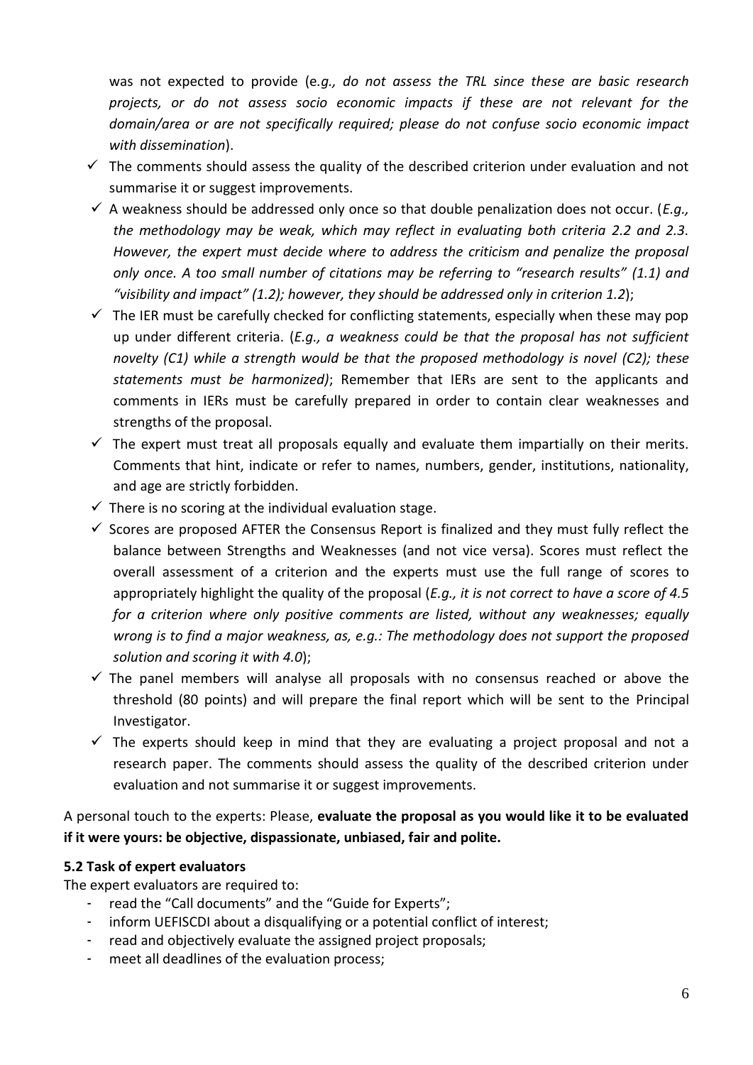was not expected to provide (e*.g., do not assess the TRL since these are basic research projects, or do not assess socio economic impacts if these are not relevant for the domain/area or are not specifically required; please do not confuse socio economic impact with dissemination*).

- ✓ The comments should assess the quality of the described criterion under evaluation and not summarise it or suggest improvements.
- ✓ A weakness should be addressed only once so that double penalization does not occur. (*E.g., the methodology may be weak, which may reflect in evaluating both criteria 2.2 and 2.3. However, the expert must decide where to address the criticism and penalize the proposal only once. A too small number of citations may be referring to "research results" (1.1) and "visibility and impact" (1.2); however, they should be addressed only in criterion 1.2*);
- ✓ The IER must be carefully checked for conflicting statements, especially when these may pop up under different criteria. (*E.g., a weakness could be that the proposal has not sufficient novelty (C1) while a strength would be that the proposed methodology is novel (C2); these statements must be harmonized)*; Remember that IERs are sent to the applicants and comments in IERs must be carefully prepared in order to contain clear weaknesses and strengths of the proposal.
- ✓ The expert must treat all proposals equally and evaluate them impartially on their merits. Comments that hint, indicate or refer to names, numbers, gender, institutions, nationality, and age are strictly forbidden.
- ✓ There is no scoring at the individual evaluation stage.
- ✓ Scores are proposed AFTER the Consensus Report is finalized and they must fully reflect the balance between Strengths and Weaknesses (and not vice versa). Scores must reflect the overall assessment of a criterion and the experts must use the full range of scores to appropriately highlight the quality of the proposal (*E.g., it is not correct to have a score of 4.5 for a criterion where only positive comments are listed, without any weaknesses; equally wrong is to find a major weakness, as, e.g.: The methodology does not support the proposed solution and scoring it with 4.0*);
- ✓ The panel members will analyse all proposals with no consensus reached or above the threshold (80 points) and will prepare the final report which will be sent to the Principal Investigator.
- ✓ The experts should keep in mind that they are evaluating a project proposal and not a research paper. The comments should assess the quality of the described criterion under evaluation and not summarise it or suggest improvements.

A personal touch to the experts: Please, **evaluate the proposal as you would like it to be evaluated if it were yours: be objective, dispassionate, unbiased, fair and polite.**

### 5.2 Task of expert evaluators

The expert evaluators are required to:

- read the "Call documents" and the "Guide for Experts";
- inform UEFISCDI about a disqualifying or a potential conflict of interest;
- read and objectively evaluate the assigned project proposals;
- meet all deadlines of the evaluation process;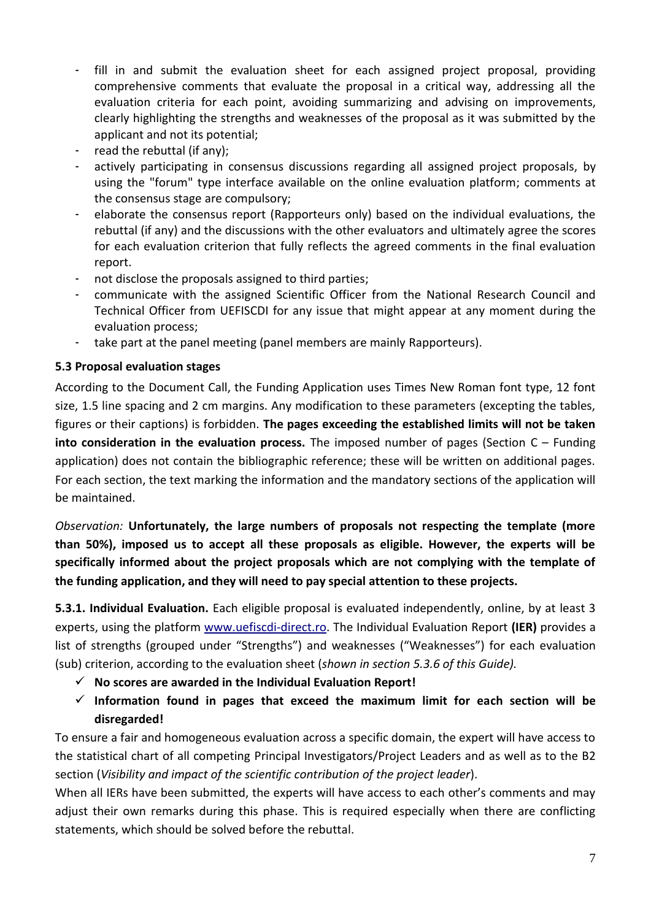- fill in and submit the evaluation sheet for each assigned project proposal, providing comprehensive comments that evaluate the proposal in a critical way, addressing all the evaluation criteria for each point, avoiding summarizing and advising on improvements, clearly highlighting the strengths and weaknesses of the proposal as it was submitted by the applicant and not its potential;
- read the rebuttal (if any);
- actively participating in consensus discussions regarding all assigned project proposals, by using the "forum" type interface available on the online evaluation platform; comments at the consensus stage are compulsory;
- elaborate the consensus report (Rapporteurs only) based on the individual evaluations, the rebuttal (if any) and the discussions with the other evaluators and ultimately agree the scores for each evaluation criterion that fully reflects the agreed comments in the final evaluation report.
- not disclose the proposals assigned to third parties;
- communicate with the assigned Scientific Officer from the National Research Council and Technical Officer from UEFISCDI for any issue that might appear at any moment during the evaluation process;
- take part at the panel meeting (panel members are mainly Rapporteurs).

### 5.3 Proposal evaluation stages

According to the Document Call, the Funding Application uses Times New Roman font type, 12 font size, 1.5 line spacing and 2 cm margins. Any modification to these parameters (excepting the tables, figures or their captions) is forbidden. **The pages exceeding the established limits will not be taken into consideration in the evaluation process.** The imposed number of pages (Section C – Funding application) does not contain the bibliographic reference; these will be written on additional pages. For each section, the text marking the information and the mandatory sections of the application will be maintained.

*Observation:* **Unfortunately, the large numbers of proposals not respecting the template (more than 50%), imposed us to accept all these proposals as eligible. However, the experts will be specifically informed about the project proposals which are not complying with the template of the funding application, and they will need to pay special attention to these projects.**

**5.3.1. Individual Evaluation.** Each eligible proposal is evaluated independently, online, by at least 3 experts, using the platform www.uefiscdi-direct.ro. The Individual Evaluation Report **(IER)** provides a list of strengths (grouped under "Strengths") and weaknesses ("Weaknesses") for each evaluation (sub) criterion, according to the evaluation sheet (*shown in section 5.3.6 of this Guide).*

- ✓ **No scores are awarded in the Individual Evaluation Report!**
- ✓ **Information found in pages that exceed the maximum limit for each section will be disregarded!**

To ensure a fair and homogeneous evaluation across a specific domain, the expert will have access to the statistical chart of all competing Principal Investigators/Project Leaders and as well as to the B2 section (*Visibility and impact of the scientific contribution of the project leader*).

When all IERs have been submitted, the experts will have access to each other's comments and may adjust their own remarks during this phase. This is required especially when there are conflicting statements, which should be solved before the rebuttal.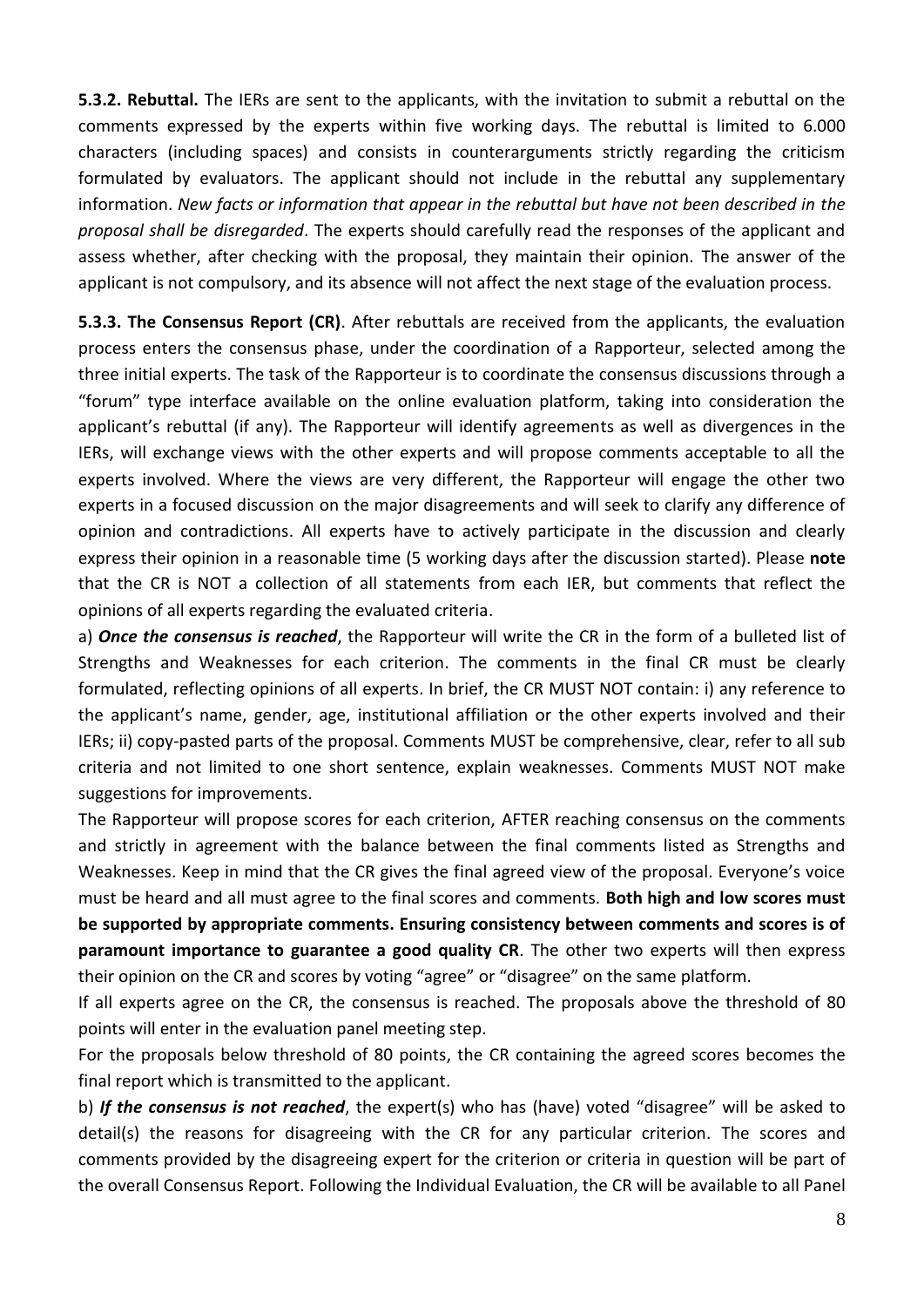**5.3.2. Rebuttal.** The IERs are sent to the applicants, with the invitation to submit a rebuttal on the comments expressed by the experts within five working days. The rebuttal is limited to 6.000 characters (including spaces) and consists in counterarguments strictly regarding the criticism formulated by evaluators. The applicant should not include in the rebuttal any supplementary information. *New facts or information that appear in the rebuttal but have not been described in the proposal shall be disregarded*. The experts should carefully read the responses of the applicant and assess whether, after checking with the proposal, they maintain their opinion. The answer of the applicant is not compulsory, and its absence will not affect the next stage of the evaluation process.

**5.3.3. The Consensus Report (CR)**. After rebuttals are received from the applicants, the evaluation process enters the consensus phase, under the coordination of a Rapporteur, selected among the three initial experts. The task of the Rapporteur is to coordinate the consensus discussions through a "forum" type interface available on the online evaluation platform, taking into consideration the applicant's rebuttal (if any). The Rapporteur will identify agreements as well as divergences in the IERs, will exchange views with the other experts and will propose comments acceptable to all the experts involved. Where the views are very different, the Rapporteur will engage the other two experts in a focused discussion on the major disagreements and will seek to clarify any difference of opinion and contradictions. All experts have to actively participate in the discussion and clearly express their opinion in a reasonable time (5 working days after the discussion started). Please **note** that the CR is NOT a collection of all statements from each IER, but comments that reflect the opinions of all experts regarding the evaluated criteria.

a) ***Once the consensus is reached***, the Rapporteur will write the CR in the form of a bulleted list of Strengths and Weaknesses for each criterion. The comments in the final CR must be clearly formulated, reflecting opinions of all experts. In brief, the CR MUST NOT contain: i) any reference to the applicant's name, gender, age, institutional affiliation or the other experts involved and their IERs; ii) copy-pasted parts of the proposal. Comments MUST be comprehensive, clear, refer to all sub criteria and not limited to one short sentence, explain weaknesses. Comments MUST NOT make suggestions for improvements.

The Rapporteur will propose scores for each criterion, AFTER reaching consensus on the comments and strictly in agreement with the balance between the final comments listed as Strengths and Weaknesses. Keep in mind that the CR gives the final agreed view of the proposal. Everyone's voice must be heard and all must agree to the final scores and comments. **Both high and low scores must be supported by appropriate comments. Ensuring consistency between comments and scores is of paramount importance to guarantee a good quality CR**. The other two experts will then express their opinion on the CR and scores by voting "agree" or "disagree" on the same platform.

If all experts agree on the CR, the consensus is reached. The proposals above the threshold of 80 points will enter in the evaluation panel meeting step.

For the proposals below threshold of 80 points, the CR containing the agreed scores becomes the final report which is transmitted to the applicant.

b) ***If the consensus is not reached***, the expert(s) who has (have) voted "disagree" will be asked to detail(s) the reasons for disagreeing with the CR for any particular criterion. The scores and comments provided by the disagreeing expert for the criterion or criteria in question will be part of the overall Consensus Report. Following the Individual Evaluation, the CR will be available to all Panel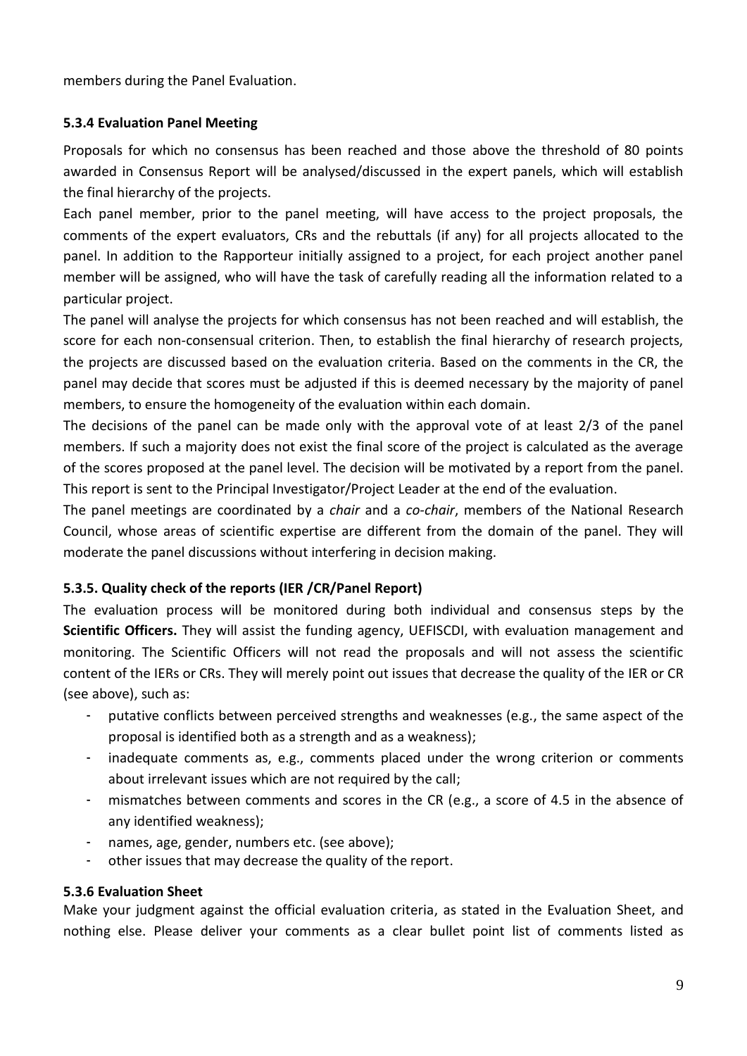members during the Panel Evaluation.

### 5.3.4 Evaluation Panel Meeting

Proposals for which no consensus has been reached and those above the threshold of 80 points awarded in Consensus Report will be analysed/discussed in the expert panels, which will establish the final hierarchy of the projects.

Each panel member, prior to the panel meeting, will have access to the project proposals, the comments of the expert evaluators, CRs and the rebuttals (if any) for all projects allocated to the panel. In addition to the Rapporteur initially assigned to a project, for each project another panel member will be assigned, who will have the task of carefully reading all the information related to a particular project.

The panel will analyse the projects for which consensus has not been reached and will establish, the score for each non-consensual criterion. Then, to establish the final hierarchy of research projects, the projects are discussed based on the evaluation criteria. Based on the comments in the CR, the panel may decide that scores must be adjusted if this is deemed necessary by the majority of panel members, to ensure the homogeneity of the evaluation within each domain.

The decisions of the panel can be made only with the approval vote of at least 2/3 of the panel members. If such a majority does not exist the final score of the project is calculated as the average of the scores proposed at the panel level. The decision will be motivated by a report from the panel. This report is sent to the Principal Investigator/Project Leader at the end of the evaluation.

The panel meetings are coordinated by a *chair* and a *co-chair*, members of the National Research Council, whose areas of scientific expertise are different from the domain of the panel. They will moderate the panel discussions without interfering in decision making.

### 5.3.5. Quality check of the reports (IER /CR/Panel Report)

The evaluation process will be monitored during both individual and consensus steps by the **Scientific Officers.** They will assist the funding agency, UEFISCDI, with evaluation management and monitoring. The Scientific Officers will not read the proposals and will not assess the scientific content of the IERs or CRs. They will merely point out issues that decrease the quality of the IER or CR (see above), such as:

- putative conflicts between perceived strengths and weaknesses (e.g., the same aspect of the proposal is identified both as a strength and as a weakness);
- inadequate comments as, e.g., comments placed under the wrong criterion or comments about irrelevant issues which are not required by the call;
- mismatches between comments and scores in the CR (e.g., a score of 4.5 in the absence of any identified weakness);
- names, age, gender, numbers etc. (see above);
- other issues that may decrease the quality of the report.

### 5.3.6 Evaluation Sheet

Make your judgment against the official evaluation criteria, as stated in the Evaluation Sheet, and nothing else. Please deliver your comments as a clear bullet point list of comments listed as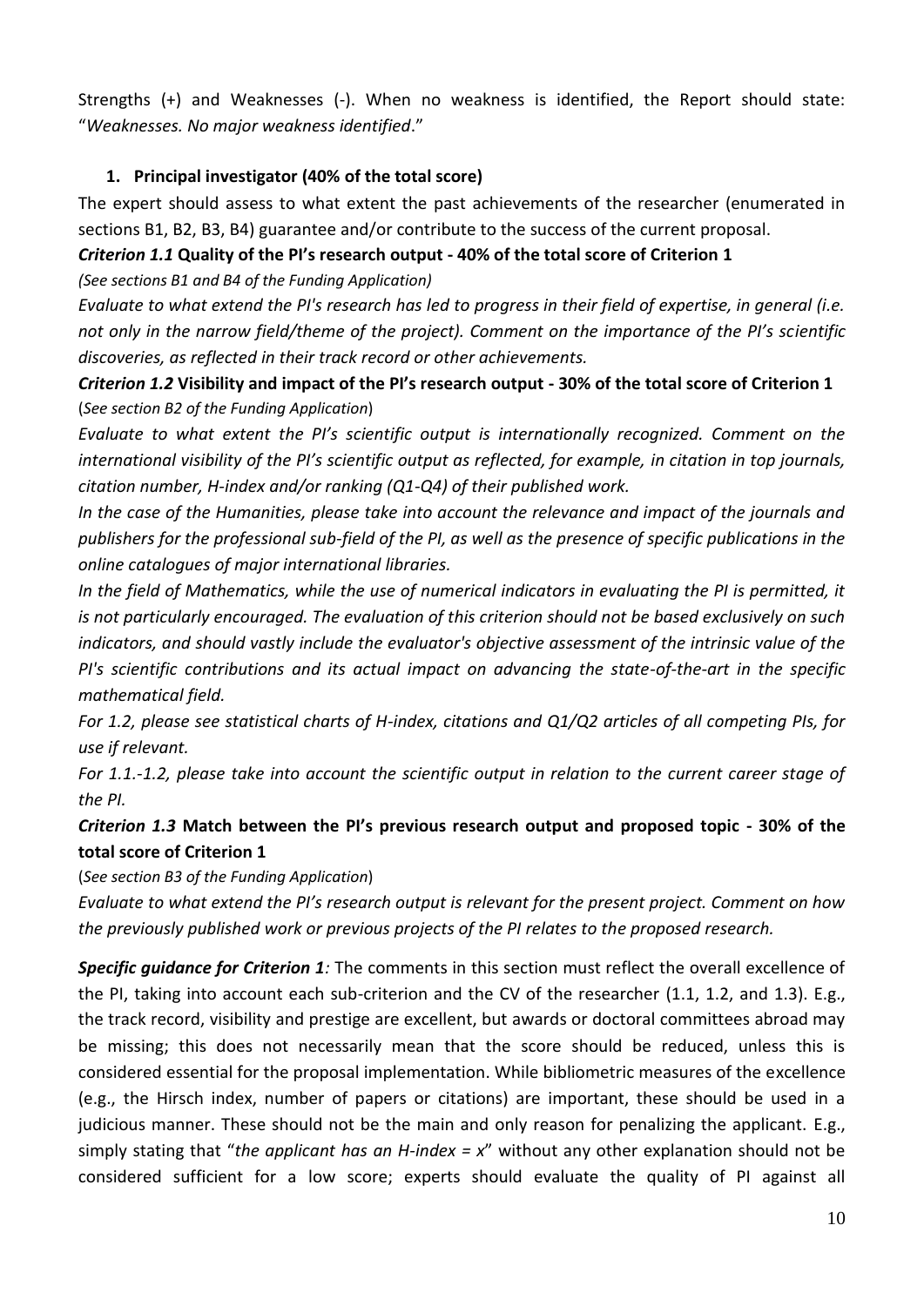Strengths (+) and Weaknesses (-). When no weakness is identified, the Report should state: "*Weaknesses. No major weakness identified*."

1. **Principal investigator (40% of the total score)**

The expert should assess to what extent the past achievements of the researcher (enumerated in sections B1, B2, B3, B4) guarantee and/or contribute to the success of the current proposal.

***Criterion 1.1* Quality of the PI's research output - 40% of the total score of Criterion 1**

*(See sections B1 and B4 of the Funding Application)*

*Evaluate to what extend the PI's research has led to progress in their field of expertise, in general (i.e. not only in the narrow field/theme of the project). Comment on the importance of the PI's scientific discoveries, as reflected in their track record or other achievements.*

***Criterion 1.2* Visibility and impact of the PI's research output - 30% of the total score of Criterion 1**

(*See section B2 of the Funding Application*)

*Evaluate to what extent the PI's scientific output is internationally recognized. Comment on the international visibility of the PI's scientific output as reflected, for example, in citation in top journals, citation number, H-index and/or ranking (Q1-Q4) of their published work.*

*In the case of the Humanities, please take into account the relevance and impact of the journals and publishers for the professional sub-field of the PI, as well as the presence of specific publications in the online catalogues of major international libraries.*

*In the field of Mathematics, while the use of numerical indicators in evaluating the PI is permitted, it is not particularly encouraged. The evaluation of this criterion should not be based exclusively on such indicators, and should vastly include the evaluator's objective assessment of the intrinsic value of the PI's scientific contributions and its actual impact on advancing the state-of-the-art in the specific mathematical field.*

*For 1.2, please see statistical charts of H-index, citations and Q1/Q2 articles of all competing PIs, for use if relevant.*

*For 1.1.-1.2, please take into account the scientific output in relation to the current career stage of the PI.*

***Criterion 1.3* Match between the PI's previous research output and proposed topic - 30% of the total score of Criterion 1**

(*See section B3 of the Funding Application*)

*Evaluate to what extend the PI's research output is relevant for the present project. Comment on how the previously published work or previous projects of the PI relates to the proposed research.*

***Specific guidance for Criterion 1**:* The comments in this section must reflect the overall excellence of the PI, taking into account each sub-criterion and the CV of the researcher (1.1, 1.2, and 1.3). E.g., the track record, visibility and prestige are excellent, but awards or doctoral committees abroad may be missing; this does not necessarily mean that the score should be reduced, unless this is considered essential for the proposal implementation. While bibliometric measures of the excellence (e.g., the Hirsch index, number of papers or citations) are important, these should be used in a judicious manner. These should not be the main and only reason for penalizing the applicant. E.g., simply stating that "*the applicant has an H-index = x*" without any other explanation should not be considered sufficient for a low score; experts should evaluate the quality of PI against all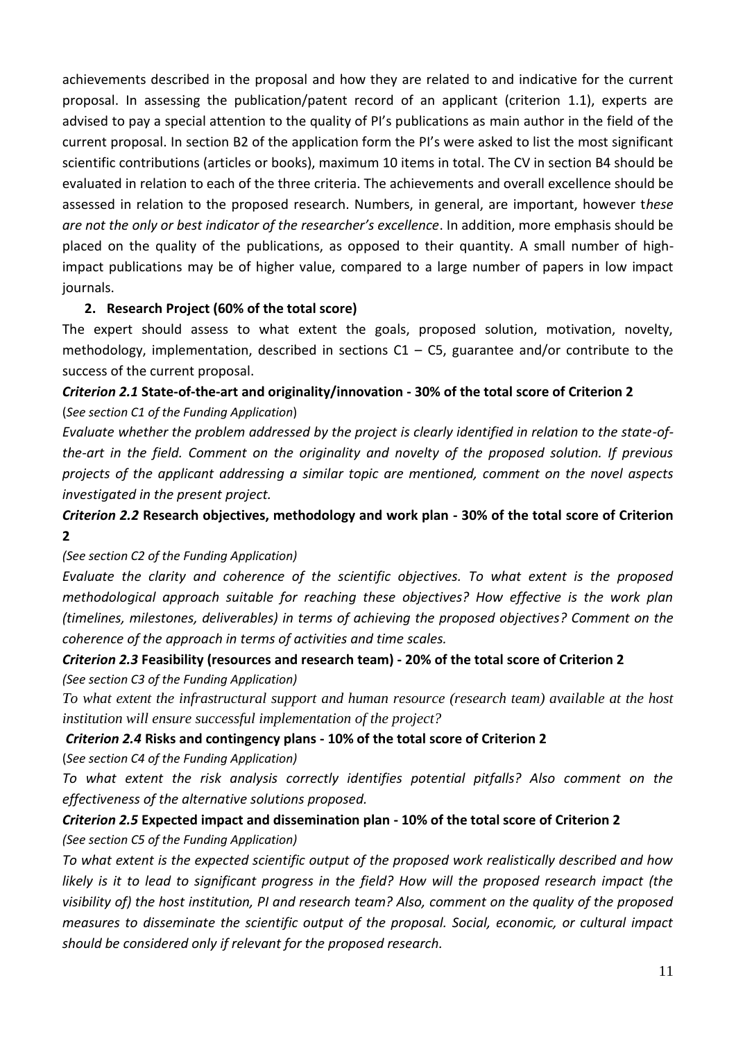achievements described in the proposal and how they are related to and indicative for the current proposal. In assessing the publication/patent record of an applicant (criterion 1.1), experts are advised to pay a special attention to the quality of PI's publications as main author in the field of the current proposal. In section B2 of the application form the PI's were asked to list the most significant scientific contributions (articles or books), maximum 10 items in total. The CV in section B4 should be evaluated in relation to each of the three criteria. The achievements and overall excellence should be assessed in relation to the proposed research. Numbers, in general, are important, however t*hese are not the only or best indicator of the researcher's excellence*. In addition, more emphasis should be placed on the quality of the publications, as opposed to their quantity. A small number of high-impact publications may be of higher value, compared to a large number of papers in low impact journals.

**2. Research Project (60% of the total score)**

The expert should assess to what extent the goals, proposed solution, motivation, novelty, methodology, implementation, described in sections C1 – C5, guarantee and/or contribute to the success of the current proposal.

***Criterion 2.1* State-of-the-art and originality/innovation - 30% of the total score of Criterion 2**

(*See section C1 of the Funding Application*)

*Evaluate whether the problem addressed by the project is clearly identified in relation to the state-of-the-art in the field. Comment on the originality and novelty of the proposed solution. If previous projects of the applicant addressing a similar topic are mentioned, comment on the novel aspects investigated in the present project.*

***Criterion 2.2* Research objectives, methodology and work plan - 30% of the total score of Criterion 2**

*(See section C2 of the Funding Application)*

*Evaluate the clarity and coherence of the scientific objectives. To what extent is the proposed methodological approach suitable for reaching these objectives? How effective is the work plan (timelines, milestones, deliverables) in terms of achieving the proposed objectives? Comment on the coherence of the approach in terms of activities and time scales.*

***Criterion 2.3* Feasibility (resources and research team) - 20% of the total score of Criterion 2**

*(See section C3 of the Funding Application)*

*To what extent the infrastructural support and human resource (research team) available at the host institution will ensure successful implementation of the project?*

***Criterion 2.4* Risks and contingency plans - 10% of the total score of Criterion 2**

(*See section C4 of the Funding Application*)

*To what extent the risk analysis correctly identifies potential pitfalls? Also comment on the effectiveness of the alternative solutions proposed.*

***Criterion 2.5* Expected impact and dissemination plan - 10% of the total score of Criterion 2**

*(See section C5 of the Funding Application)*

*To what extent is the expected scientific output of the proposed work realistically described and how likely is it to lead to significant progress in the field? How will the proposed research impact (the visibility of) the host institution, PI and research team? Also, comment on the quality of the proposed measures to disseminate the scientific output of the proposal. Social, economic, or cultural impact should be considered only if relevant for the proposed research.*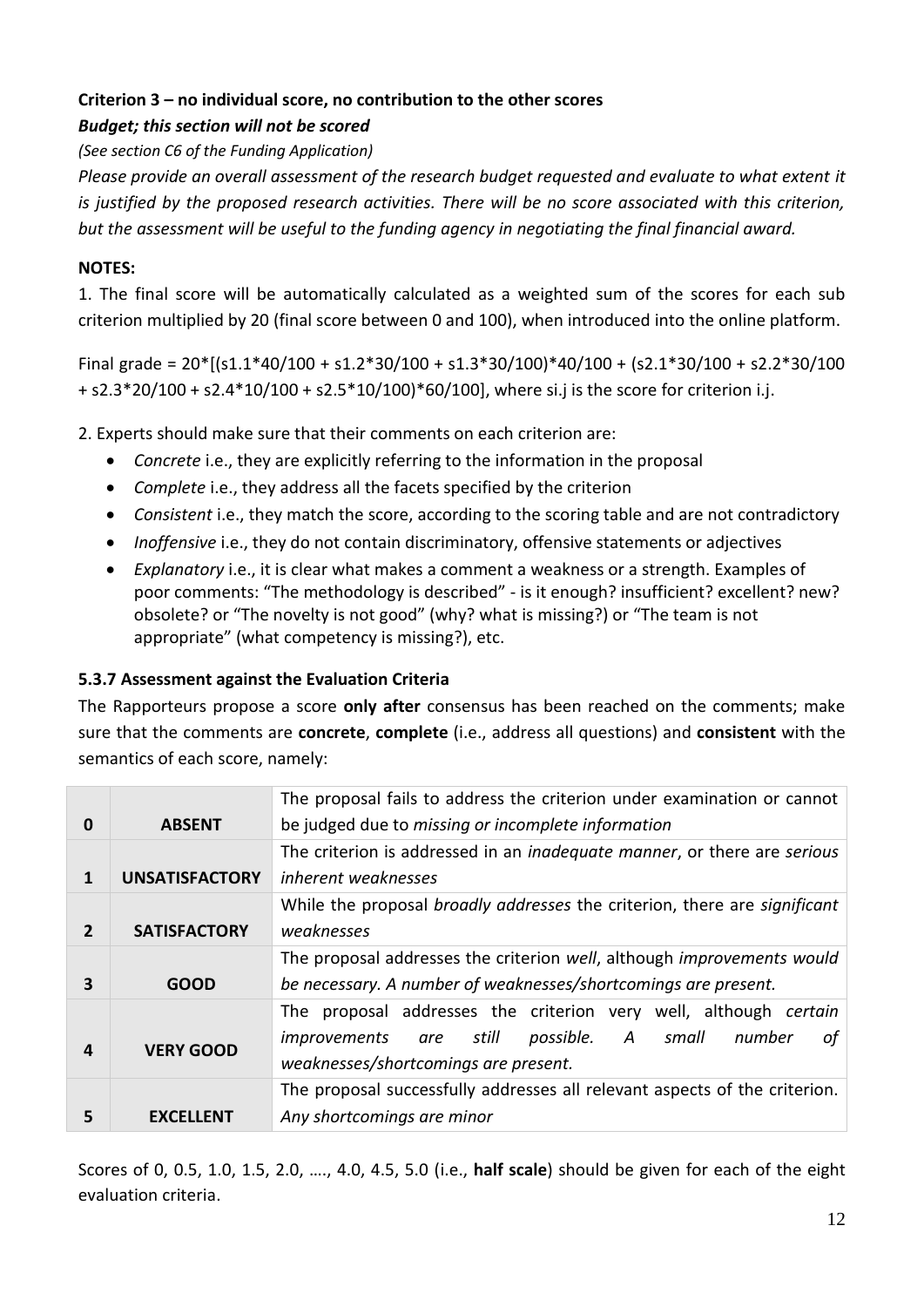**Criterion 3 – no individual score, no contribution to the other scores**

***Budget; this section will not be scored***

*(See section C6 of the Funding Application)*

*Please provide an overall assessment of the research budget requested and evaluate to what extent it is justified by the proposed research activities. There will be no score associated with this criterion, but the assessment will be useful to the funding agency in negotiating the final financial award.*

**NOTES:**

1. The final score will be automatically calculated as a weighted sum of the scores for each sub criterion multiplied by 20 (final score between 0 and 100), when introduced into the online platform.

Final grade = $20*[(s1.1*40/100 + s1.2*30/100 + s1.3*30/100)*40/100 + (s2.1*30/100 + s2.2*30/100 + s2.3*20/100 + s2.4*10/100 + s2.5*10/100)*60/100]$, where $si.j$ is the score for criterion $i.j$.

2. Experts should make sure that their comments on each criterion are:
   - *Concrete* i.e., they are explicitly referring to the information in the proposal
   - *Complete* i.e., they address all the facets specified by the criterion
   - *Consistent* i.e., they match the score, according to the scoring table and are not contradictory
   - *Inoffensive* i.e., they do not contain discriminatory, offensive statements or adjectives
   - *Explanatory* i.e., it is clear what makes a comment a weakness or a strength. Examples of poor comments: "The methodology is described" - is it enough? insufficient? excellent? new? obsolete? or "The novelty is not good" (why? what is missing?) or "The team is not appropriate" (what competency is missing?), etc.

### 5.3.7 Assessment against the Evaluation Criteria

The Rapporteurs propose a score **only after** consensus has been reached on the comments; make sure that the comments are **concrete**, **complete** (i.e., address all questions) and **consistent** with the semantics of each score, namely:

| | | |
|---|---|---|
| **0** | **ABSENT** | The proposal fails to address the criterion under examination or cannot be judged due to *missing or incomplete information* |
| **1** | **UNSATISFACTORY** | The criterion is addressed in an *inadequate manner*, or there are *serious inherent weaknesses* |
| **2** | **SATISFACTORY** | While the proposal *broadly addresses* the criterion, there are *significant weaknesses* |
| **3** | **GOOD** | The proposal addresses the criterion *well*, although *improvements would be necessary. A number of weaknesses/shortcomings are present.* |
| **4** | **VERY GOOD** | The proposal addresses the criterion very well, although *certain improvements are still possible. A small number of weaknesses/shortcomings are present.* |
| **5** | **EXCELLENT** | The proposal successfully addresses all relevant aspects of the criterion. *Any shortcomings are minor* |

Scores of 0, 0.5, 1.0, 1.5, 2.0, …., 4.0, 4.5, 5.0 (i.e., **half scale**) should be given for each of the eight evaluation criteria.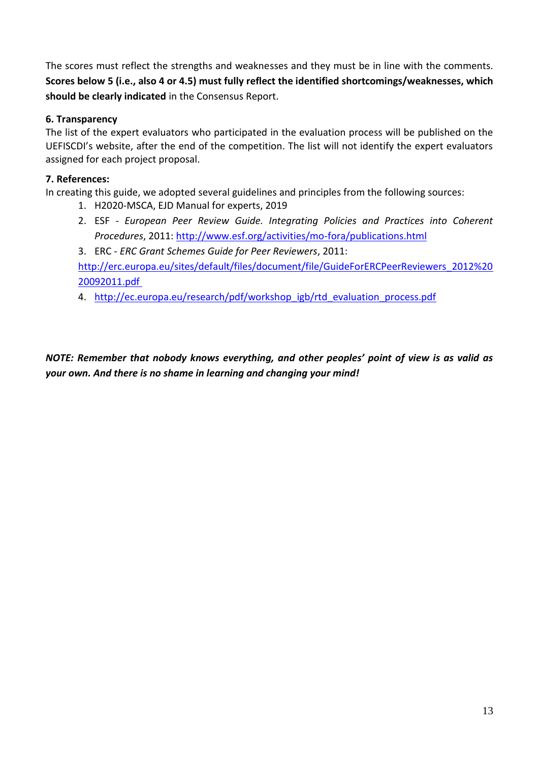The scores must reflect the strengths and weaknesses and they must be in line with the comments. **Scores below 5 (i.e., also 4 or 4.5) must fully reflect the identified shortcomings/weaknesses, which should be clearly indicated** in the Consensus Report.

### 6. Transparency

The list of the expert evaluators who participated in the evaluation process will be published on the UEFISCDI's website, after the end of the competition. The list will not identify the expert evaluators assigned for each project proposal.

### 7. References:

In creating this guide, we adopted several guidelines and principles from the following sources:

1. H2020-MSCA, EJD Manual for experts, 2019
2. ESF - *European Peer Review Guide. Integrating Policies and Practices into Coherent Procedures*, 2011: http://www.esf.org/activities/mo-fora/publications.html
3. ERC - *ERC Grant Schemes Guide for Peer Reviewers*, 2011: http://erc.europa.eu/sites/default/files/document/file/GuideForERCPeerReviewers_2012%2020092011.pdf
4. http://ec.europa.eu/research/pdf/workshop_igb/rtd_evaluation_process.pdf

***NOTE: Remember that nobody knows everything, and other peoples' point of view is as valid as your own. And there is no shame in learning and changing your mind!***